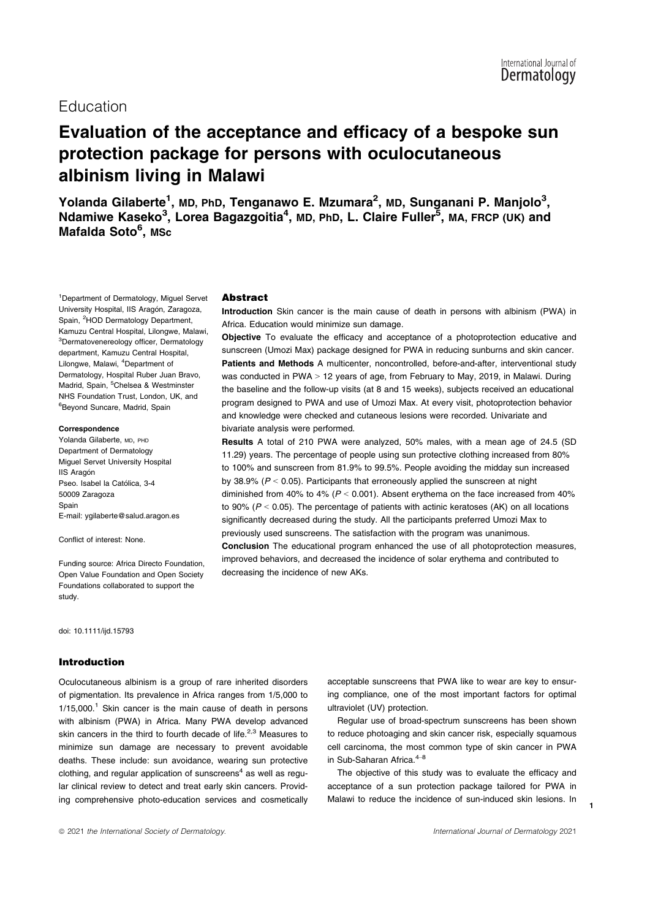Education

# Evaluation of the acceptance and efficacy of a bespoke sun protection package for persons with oculocutaneous albinism living in Malawi

**Yolanda Gilaberte[1], MD, PhD, Tenganawo E. Mzumara[2], MD, Sunganani P. Manjolo[3], Ndamiwe Kaseko[3], Lorea Bagazgoitia[4], MD, PhD, L. Claire Fuller[5], MA, FRCP (UK) and Mafalda Soto[6], MSc**

[1]Department of Dermatology, Miguel Servet University Hospital, IIS Aragón, Zaragoza, Spain, [2]HOD Dermatology Department, Kamuzu Central Hospital, Lilongwe, Malawi, [3]Dermatovenereology officer, Dermatology department, Kamuzu Central Hospital, Lilongwe, Malawi, [4]Department of Dermatology, Hospital Ruber Juan Bravo, Madrid, Spain, [5]Chelsea & Westminster NHS Foundation Trust, London, UK, and [6]Beyond Suncare, Madrid, Spain

**Correspondence**
Yolanda Gilaberte, MD, PHD
Department of Dermatology
Miguel Servet University Hospital
IIS Aragón
Pseo. Isabel la Católica, 3-4
50009 Zaragoza
Spain
E-mail: ygilaberte@salud.aragon.es

Conflict of interest: None.

Funding source: Africa Directo Foundation, Open Value Foundation and Open Society Foundations collaborated to support the study.

doi: 10.1111/ijd.15793

## Abstract

**Introduction** Skin cancer is the main cause of death in persons with albinism (PWA) in Africa. Education would minimize sun damage.

**Objective** To evaluate the efficacy and acceptance of a photoprotection educative and sunscreen (Umozi Max) package designed for PWA in reducing sunburns and skin cancer.

**Patients and Methods** A multicenter, noncontrolled, before-and-after, interventional study was conducted in PWA > 12 years of age, from February to May, 2019, in Malawi. During the baseline and the follow-up visits (at 8 and 15 weeks), subjects received an educational program designed to PWA and use of Umozi Max. At every visit, photoprotection behavior and knowledge were checked and cutaneous lesions were recorded. Univariate and bivariate analysis were performed.

**Results** A total of 210 PWA were analyzed, 50% males, with a mean age of 24.5 (SD 11.29) years. The percentage of people using sun protective clothing increased from 80% to 100% and sunscreen from 81.9% to 99.5%. People avoiding the midday sun increased by 38.9% ($P < 0.05$). Participants that erroneously applied the sunscreen at night diminished from 40% to 4% ($P < 0.001$). Absent erythema on the face increased from 40% to 90% ($P < 0.05$). The percentage of patients with actinic keratoses (AK) on all locations significantly decreased during the study. All the participants preferred Umozi Max to previously used sunscreens. The satisfaction with the program was unanimous.

**Conclusion** The educational program enhanced the use of all photoprotection measures, improved behaviors, and decreased the incidence of solar erythema and contributed to decreasing the incidence of new AKs.

## Introduction

Oculocutaneous albinism is a group of rare inherited disorders of pigmentation. Its prevalence in Africa ranges from 1/5,000 to 1/15,000.[1] Skin cancer is the main cause of death in persons with albinism (PWA) in Africa. Many PWA develop advanced skin cancers in the third to fourth decade of life.[2,3] Measures to minimize sun damage are necessary to prevent avoidable deaths. These include: sun avoidance, wearing sun protective clothing, and regular application of sunscreens[4] as well as regular clinical review to detect and treat early skin cancers. Providing comprehensive photo-education services and cosmetically acceptable sunscreens that PWA like to wear are key to ensuring compliance, one of the most important factors for optimal ultraviolet (UV) protection.

Regular use of broad-spectrum sunscreens has been shown to reduce photoaging and skin cancer risk, especially squamous cell carcinoma, the most common type of skin cancer in PWA in Sub-Saharan Africa.[4–8]

The objective of this study was to evaluate the efficacy and acceptance of a sun protection package tailored for PWA in Malawi to reduce the incidence of sun-induced skin lesions. In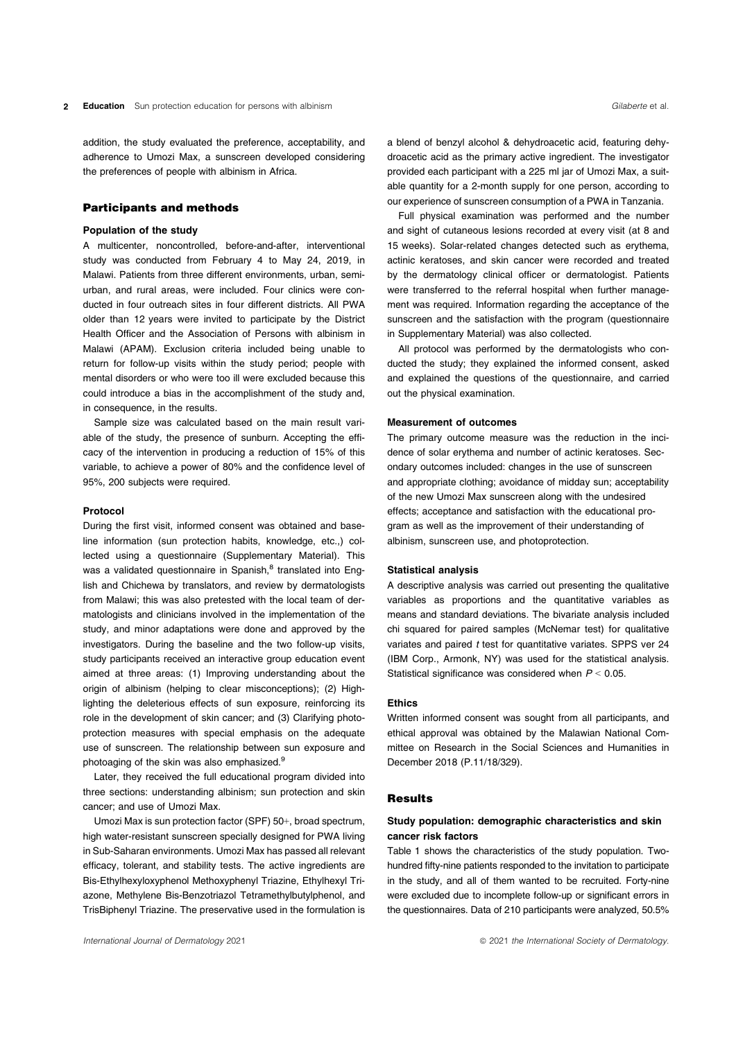addition, the study evaluated the preference, acceptability, and adherence to Umozi Max, a sunscreen developed considering the preferences of people with albinism in Africa.

## Participants and methods

### Population of the study

A multicenter, noncontrolled, before-and-after, interventional study was conducted from February 4 to May 24, 2019, in Malawi. Patients from three different environments, urban, semiurban, and rural areas, were included. Four clinics were conducted in four outreach sites in four different districts. All PWA older than 12 years were invited to participate by the District Health Officer and the Association of Persons with albinism in Malawi (APAM). Exclusion criteria included being unable to return for follow-up visits within the study period; people with mental disorders or who were too ill were excluded because this could introduce a bias in the accomplishment of the study and, in consequence, in the results.

Sample size was calculated based on the main result variable of the study, the presence of sunburn. Accepting the efficacy of the intervention in producing a reduction of 15% of this variable, to achieve a power of 80% and the confidence level of 95%, 200 subjects were required.

### Protocol

During the first visit, informed consent was obtained and baseline information (sun protection habits, knowledge, etc.,) collected using a questionnaire (Supplementary Material). This was a validated questionnaire in Spanish,[8] translated into English and Chichewa by translators, and review by dermatologists from Malawi; this was also pretested with the local team of dermatologists and clinicians involved in the implementation of the study, and minor adaptations were done and approved by the investigators. During the baseline and the two follow-up visits, study participants received an interactive group education event aimed at three areas: (1) Improving understanding about the origin of albinism (helping to clear misconceptions); (2) Highlighting the deleterious effects of sun exposure, reinforcing its role in the development of skin cancer; and (3) Clarifying photoprotection measures with special emphasis on the adequate use of sunscreen. The relationship between sun exposure and photoaging of the skin was also emphasized.[9]

Later, they received the full educational program divided into three sections: understanding albinism; sun protection and skin cancer; and use of Umozi Max.

Umozi Max is sun protection factor (SPF) 50+, broad spectrum, high water-resistant sunscreen specially designed for PWA living in Sub-Saharan environments. Umozi Max has passed all relevant efficacy, tolerant, and stability tests. The active ingredients are Bis-Ethylhexyloxyphenol Methoxyphenyl Triazine, Ethylhexyl Triazone, Methylene Bis-Benzotriazol Tetramethylbutylphenol, and TrisBiphenyl Triazine. The preservative used in the formulation is a blend of benzyl alcohol & dehydroacetic acid, featuring dehydroacetic acid as the primary active ingredient. The investigator provided each participant with a 225 ml jar of Umozi Max, a suitable quantity for a 2-month supply for one person, according to our experience of sunscreen consumption of a PWA in Tanzania.

Full physical examination was performed and the number and sight of cutaneous lesions recorded at every visit (at 8 and 15 weeks). Solar-related changes detected such as erythema, actinic keratoses, and skin cancer were recorded and treated by the dermatology clinical officer or dermatologist. Patients were transferred to the referral hospital when further management was required. Information regarding the acceptance of the sunscreen and the satisfaction with the program (questionnaire in Supplementary Material) was also collected.

All protocol was performed by the dermatologists who conducted the study; they explained the informed consent, asked and explained the questions of the questionnaire, and carried out the physical examination.

### Measurement of outcomes

The primary outcome measure was the reduction in the incidence of solar erythema and number of actinic keratoses. Secondary outcomes included: changes in the use of sunscreen and appropriate clothing; avoidance of midday sun; acceptability of the new Umozi Max sunscreen along with the undesired effects; acceptance and satisfaction with the educational program as well as the improvement of their understanding of albinism, sunscreen use, and photoprotection.

### Statistical analysis

A descriptive analysis was carried out presenting the qualitative variables as proportions and the quantitative variables as means and standard deviations. The bivariate analysis included chi squared for paired samples (McNemar test) for qualitative variates and paired *t* test for quantitative variates. SPPS ver 24 (IBM Corp., Armonk, NY) was used for the statistical analysis. Statistical significance was considered when $P < 0.05$.

### Ethics

Written informed consent was sought from all participants, and ethical approval was obtained by the Malawian National Committee on Research in the Social Sciences and Humanities in December 2018 (P.11/18/329).

## Results

### Study population: demographic characteristics and skin cancer risk factors

Table 1 shows the characteristics of the study population. Two-hundred fifty-nine patients responded to the invitation to participate in the study, and all of them wanted to be recruited. Forty-nine were excluded due to incomplete follow-up or significant errors in the questionnaires. Data of 210 participants were analyzed, 50.5%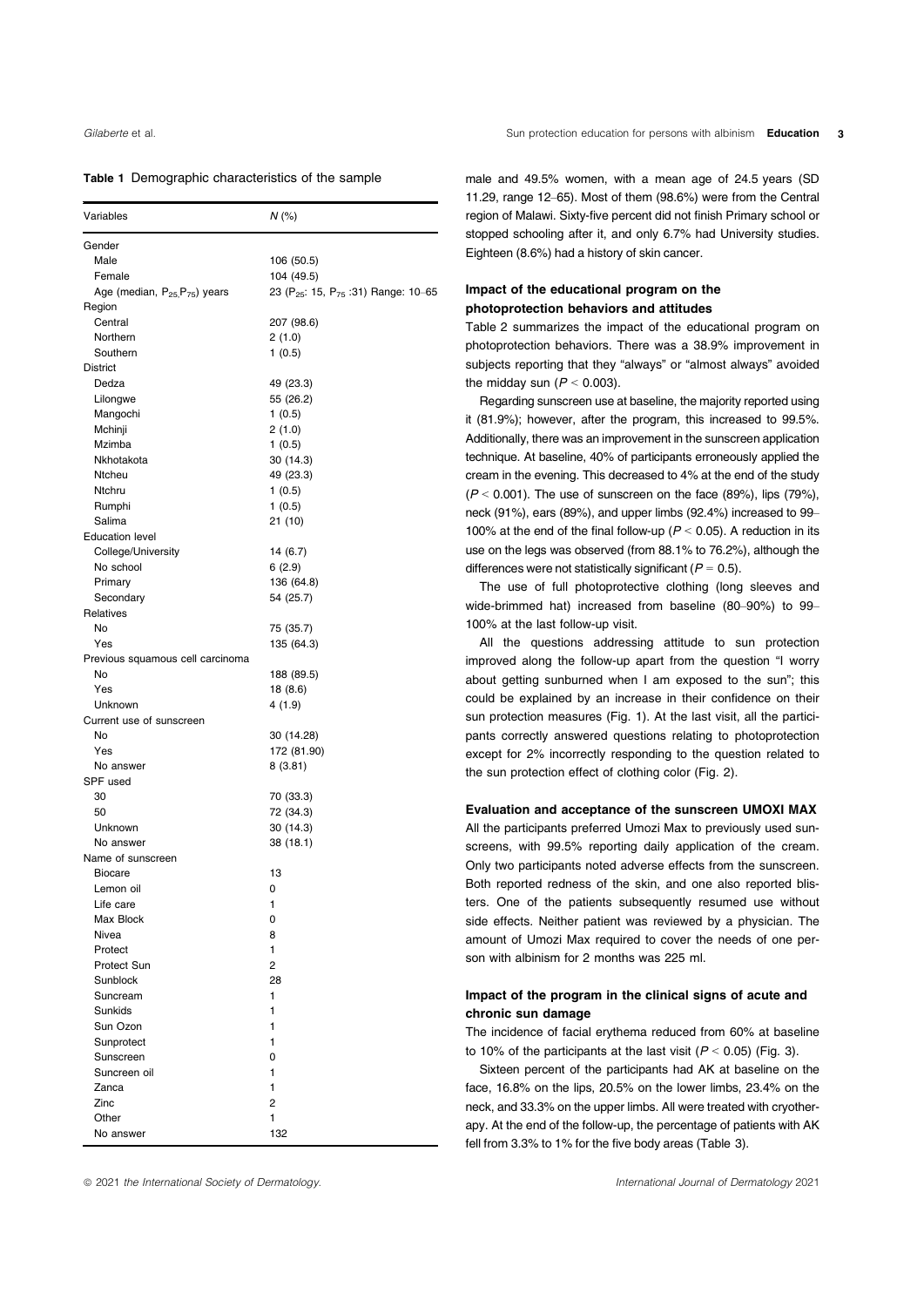**Table 1** Demographic characteristics of the sample

| Variables | N (%) |
|---|---|
| Gender | |
| Male | 106 (50.5) |
| Female | 104 (49.5) |
| Age (median, $P_{25}$, $P_{75}$) years | 23 ($P_{25}$: 15, $P_{75}$ :31) Range: 10–65 |
| Region | |
| Central | 207 (98.6) |
| Northern | 2 (1.0) |
| Southern | 1 (0.5) |
| District | |
| Dedza | 49 (23.3) |
| Lilongwe | 55 (26.2) |
| Mangochi | 1 (0.5) |
| Mchinji | 2 (1.0) |
| Mzimba | 1 (0.5) |
| Nkhotakota | 30 (14.3) |
| Ntcheu | 49 (23.3) |
| Ntchru | 1 (0.5) |
| Rumphi | 1 (0.5) |
| Salima | 21 (10) |
| Education level | |
| College/University | 14 (6.7) |
| No school | 6 (2.9) |
| Primary | 136 (64.8) |
| Secondary | 54 (25.7) |
| Relatives | |
| No | 75 (35.7) |
| Yes | 135 (64.3) |
| Previous squamous cell carcinoma | |
| No | 188 (89.5) |
| Yes | 18 (8.6) |
| Unknown | 4 (1.9) |
| Current use of sunscreen | |
| No | 30 (14.28) |
| Yes | 172 (81.90) |
| No answer | 8 (3.81) |
| SPF used | |
| 30 | 70 (33.3) |
| 50 | 72 (34.3) |
| Unknown | 30 (14.3) |
| No answer | 38 (18.1) |
| Name of sunscreen | |
| Biocare | 13 |
| Lemon oil | 0 |
| Life care | 1 |
| Max Block | 0 |
| Nivea | 8 |
| Protect | 1 |
| Protect Sun | 2 |
| Sunblock | 28 |
| Suncream | 1 |
| Sunkids | 1 |
| Sun Ozon | 1 |
| Sunprotect | 1 |
| Sunscreen | 0 |
| Suncreen oil | 1 |
| Zanca | 1 |
| Zinc | 2 |
| Other | 1 |
| No answer | 132 |

male and 49.5% women, with a mean age of 24.5 years (SD 11.29, range 12–65). Most of them (98.6%) were from the Central region of Malawi. Sixty-five percent did not finish Primary school or stopped schooling after it, and only 6.7% had University studies. Eighteen (8.6%) had a history of skin cancer.

### Impact of the educational program on the photoprotection behaviors and attitudes

Table 2 summarizes the impact of the educational program on photoprotection behaviors. There was a 38.9% improvement in subjects reporting that they "always" or "almost always" avoided the midday sun ($P < 0.003$).

Regarding sunscreen use at baseline, the majority reported using it (81.9%); however, after the program, this increased to 99.5%. Additionally, there was an improvement in the sunscreen application technique. At baseline, 40% of participants erroneously applied the cream in the evening. This decreased to 4% at the end of the study ($P < 0.001$). The use of sunscreen on the face (89%), lips (79%), neck (91%), ears (89%), and upper limbs (92.4%) increased to 99–100% at the end of the final follow-up ($P < 0.05$). A reduction in its use on the legs was observed (from 88.1% to 76.2%), although the differences were not statistically significant ($P = 0.5$).

The use of full photoprotective clothing (long sleeves and wide-brimmed hat) increased from baseline (80–90%) to 99–100% at the last follow-up visit.

All the questions addressing attitude to sun protection improved along the follow-up apart from the question "I worry about getting sunburned when I am exposed to the sun"; this could be explained by an increase in their confidence on their sun protection measures (Fig. 1). At the last visit, all the participants correctly answered questions relating to photoprotection except for 2% incorrectly responding to the question related to the sun protection effect of clothing color (Fig. 2).

### Evaluation and acceptance of the sunscreen UMOXI MAX

All the participants preferred Umozi Max to previously used sunscreens, with 99.5% reporting daily application of the cream. Only two participants noted adverse effects from the sunscreen. Both reported redness of the skin, and one also reported blisters. One of the patients subsequently resumed use without side effects. Neither patient was reviewed by a physician. The amount of Umozi Max required to cover the needs of one person with albinism for 2 months was 225 ml.

### Impact of the program in the clinical signs of acute and chronic sun damage

The incidence of facial erythema reduced from 60% at baseline to 10% of the participants at the last visit ($P < 0.05$) (Fig. 3).

Sixteen percent of the participants had AK at baseline on the face, 16.8% on the lips, 20.5% on the lower limbs, 23.4% on the neck, and 33.3% on the upper limbs. All were treated with cryotherapy. At the end of the follow-up, the percentage of patients with AK fell from 3.3% to 1% for the five body areas (Table 3).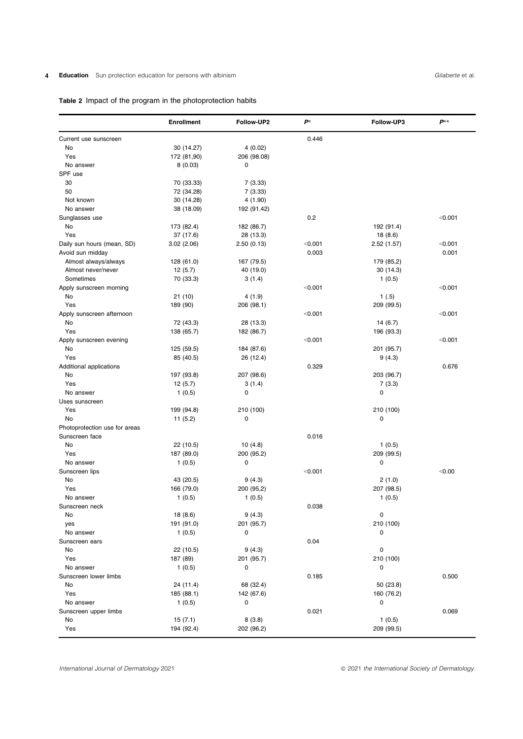**Table 2** Impact of the program in the photoprotection habits

| | Enrollment | Follow-UP2 | *P** | Follow-UP3 | *P*** |
|---|---|---|---|---|---|
| Current use sunscreen | | | 0.446 | | |
| No | 30 (14.27) | 4 (0.02) | | | |
| Yes | 172 (81,90) | 206 (98.08) | | | |
| No answer | 8 (0.03) | 0 | | | |
| SPF use | | | | | |
| 30 | 70 (33.33) | 7 (3.33) | | | |
| 50 | 72 (34.28) | 7 (3.33) | | | |
| Not known | 30 (14.28) | 4 (1.90) | | | |
| No answer | 38 (18.09) | 192 (91.42) | | | |
| Sunglasses use | | | 0.2 | | <0.001 |
| No | 173 (82.4) | 182 (86.7) | | 192 (91.4) | |
| Yes | 37 (17.6) | 28 (13.3) | | 18 (8.6) | |
| Daily sun hours (mean, SD) | 3.02 (2.06) | 2.50 (0.13) | <0.001 | 2.52 (1.57) | <0.001 |
| Avoid sun midday | | | 0.003 | | 0.001 |
| Almost always/always | 128 (61.0) | 167 (79.5) | | 179 (85,2) | |
| Almost never/never | 12 (5.7) | 40 (19.0) | | 30 (14.3) | |
| Sometimes | 70 (33.3) | 3 (1.4) | | 1 (0.5) | |
| Apply sunscreen morning | | | <0.001 | | <0.001 |
| No | 21 (10) | 4 (1.9) | | 1 (.5) | |
| Yes | 189 (90) | 206 (98.1) | | 209 (99.5) | |
| Apply sunscreen afternoon | | | <0.001 | | <0.001 |
| No | 72 (43.3) | 28 (13.3) | | 14 (6.7) | |
| Yes | 138 (65.7) | 182 (86.7) | | 196 (93.3) | |
| Apply sunscreen evening | | | <0.001 | | <0.001 |
| No | 125 (59.5) | 184 (87.6) | | 201 (95.7) | |
| Yes | 85 (40.5) | 26 (12.4) | | 9 (4.3) | |
| Additional applications | | | 0.329 | | 0.676 |
| No | 197 (93.8) | 207 (98.6) | | 203 (96.7) | |
| Yes | 12 (5.7) | 3 (1.4) | | 7 (3.3) | |
| No answer | 1 (0.5) | 0 | | 0 | |
| Uses sunscreen | | | | | |
| Yes | 199 (94.8) | 210 (100) | | 210 (100) | |
| No | 11 (5.2) | 0 | | 0 | |
| Photoprotection use for areas | | | | | |
| Sunscreen face | | | 0.016 | | |
| No | 22 (10.5) | 10 (4.8) | | 1 (0.5) | |
| Yes | 187 (89.0) | 200 (95.2) | | 209 (99.5) | |
| No answer | 1 (0.5) | 0 | | 0 | |
| Sunscreen lips | | | <0.001 | | <0.00 |
| No | 43 (20.5) | 9 (4.3) | | 2 (1.0) | |
| Yes | 166 (79.0) | 200 (95,2) | | 207 (98.5) | |
| No answer | 1 (0.5) | 1 (0.5) | | 1 (0.5) | |
| Sunscreen neck | | | 0.038 | | |
| No | 18 (8.6) | 9 (4.3) | | 0 | |
| yes | 191 (91.0) | 201 (95.7) | | 210 (100) | |
| No answer | 1 (0.5) | 0 | | 0 | |
| Sunscreen ears | | | 0.04 | | |
| No | 22 (10.5) | 9 (4.3) | | 0 | |
| Yes | 187 (89) | 201 (95.7) | | 210 (100) | |
| No answer | 1 (0.5) | 0 | | 0 | |
| Sunscreen lower limbs | | | 0.185 | | 0.500 |
| No | 24 (11.4) | 68 (32.4) | | 50 (23.8) | |
| Yes | 185 (88.1) | 142 (67.6) | | 160 (76.2) | |
| No answer | 1 (0.5) | 0 | | 0 | |
| Sunscreen upper limbs | | | 0.021 | | 0.069 |
| No | 15 (7.1) | 8 (3.8) | | 1 (0.5) | |
| Yes | 194 (92.4) | 202 (96.2) | | 209 (99.5) | |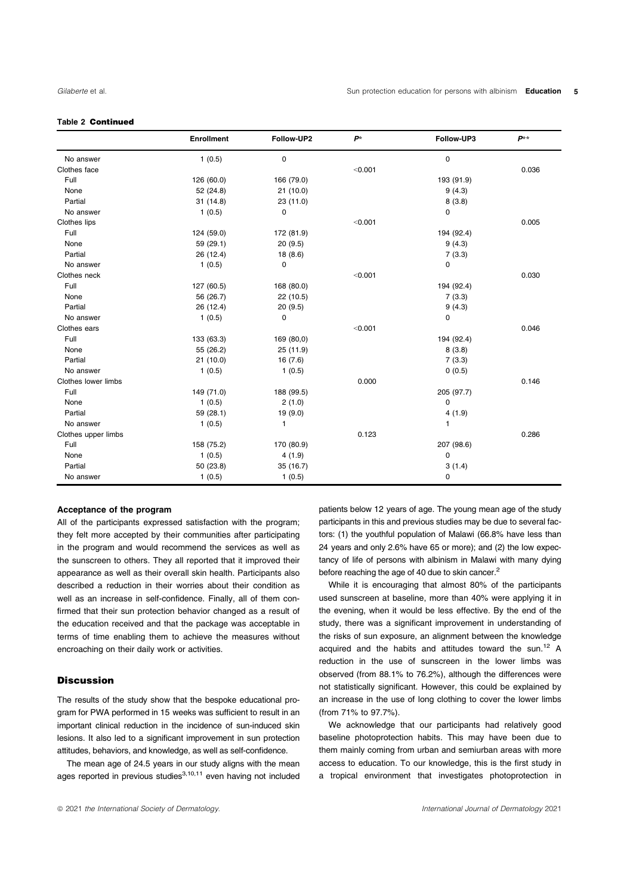**Table 2 Continued**

| | Enrollment | Follow-UP2 | $P$* | Follow-UP3 | $P$** |
|---|---|---|---|---|---|
| No answer | 1 (0.5) | 0 | | 0 | |
| Clothes face | | | <0.001 | | 0.036 |
| Full | 126 (60.0) | 166 (79.0) | | 193 (91.9) | |
| None | 52 (24.8) | 21 (10.0) | | 9 (4.3) | |
| Partial | 31 (14.8) | 23 (11.0) | | 8 (3.8) | |
| No answer | 1 (0.5) | 0 | | 0 | |
| Clothes lips | | | <0.001 | | 0.005 |
| Full | 124 (59.0) | 172 (81.9) | | 194 (92.4) | |
| None | 59 (29.1) | 20 (9.5) | | 9 (4.3) | |
| Partial | 26 (12.4) | 18 (8.6) | | 7 (3.3) | |
| No answer | 1 (0.5) | 0 | | 0 | |
| Clothes neck | | | <0.001 | | 0.030 |
| Full | 127 (60.5) | 168 (80.0) | | 194 (92.4) | |
| None | 56 (26.7) | 22 (10.5) | | 7 (3.3) | |
| Partial | 26 (12.4) | 20 (9.5) | | 9 (4.3) | |
| No answer | 1 (0.5) | 0 | | 0 | |
| Clothes ears | | | <0.001 | | 0.046 |
| Full | 133 (63.3) | 169 (80,0) | | 194 (92.4) | |
| None | 55 (26.2) | 25 (11.9) | | 8 (3.8) | |
| Partial | 21 (10.0) | 16 (7.6) | | 7 (3.3) | |
| No answer | 1 (0.5) | 1 (0.5) | | 0 (0.5) | |
| Clothes lower limbs | | | 0.000 | | 0.146 |
| Full | 149 (71.0) | 188 (99.5) | | 205 (97.7) | |
| None | 1 (0.5) | 2 (1.0) | | 0 | |
| Partial | 59 (28.1) | 19 (9.0) | | 4 (1.9) | |
| No answer | 1 (0.5) | 1 | | 1 | |
| Clothes upper limbs | | | 0.123 | | 0.286 |
| Full | 158 (75.2) | 170 (80.9) | | 207 (98.6) | |
| None | 1 (0.5) | 4 (1.9) | | 0 | |
| Partial | 50 (23.8) | 35 (16.7) | | 3 (1.4) | |
| No answer | 1 (0.5) | 1 (0.5) | | 0 | |

#### Acceptance of the program

All of the participants expressed satisfaction with the program; they felt more accepted by their communities after participating in the program and would recommend the services as well as the sunscreen to others. They all reported that it improved their appearance as well as their overall skin health. Participants also described a reduction in their worries about their condition as well as an increase in self-confidence. Finally, all of them confirmed that their sun protection behavior changed as a result of the education received and that the package was acceptable in terms of time enabling them to achieve the measures without encroaching on their daily work or activities.

## Discussion

The results of the study show that the bespoke educational program for PWA performed in 15 weeks was sufficient to result in an important clinical reduction in the incidence of sun-induced skin lesions. It also led to a significant improvement in sun protection attitudes, behaviors, and knowledge, as well as self-confidence.

The mean age of 24.5 years in our study aligns with the mean ages reported in previous studies[3,10,11] even having not included patients below 12 years of age. The young mean age of the study participants in this and previous studies may be due to several factors: (1) the youthful population of Malawi (66.8% have less than 24 years and only 2.6% have 65 or more); and (2) the low expectancy of life of persons with albinism in Malawi with many dying before reaching the age of 40 due to skin cancer.[2]

While it is encouraging that almost 80% of the participants used sunscreen at baseline, more than 40% were applying it in the evening, when it would be less effective. By the end of the study, there was a significant improvement in understanding of the risks of sun exposure, an alignment between the knowledge acquired and the habits and attitudes toward the sun.[12] A reduction in the use of sunscreen in the lower limbs was observed (from 88.1% to 76.2%), although the differences were not statistically significant. However, this could be explained by an increase in the use of long clothing to cover the lower limbs (from 71% to 97.7%).

We acknowledge that our participants had relatively good baseline photoprotection habits. This may have been due to them mainly coming from urban and semiurban areas with more access to education. To our knowledge, this is the first study in a tropical environment that investigates photoprotection in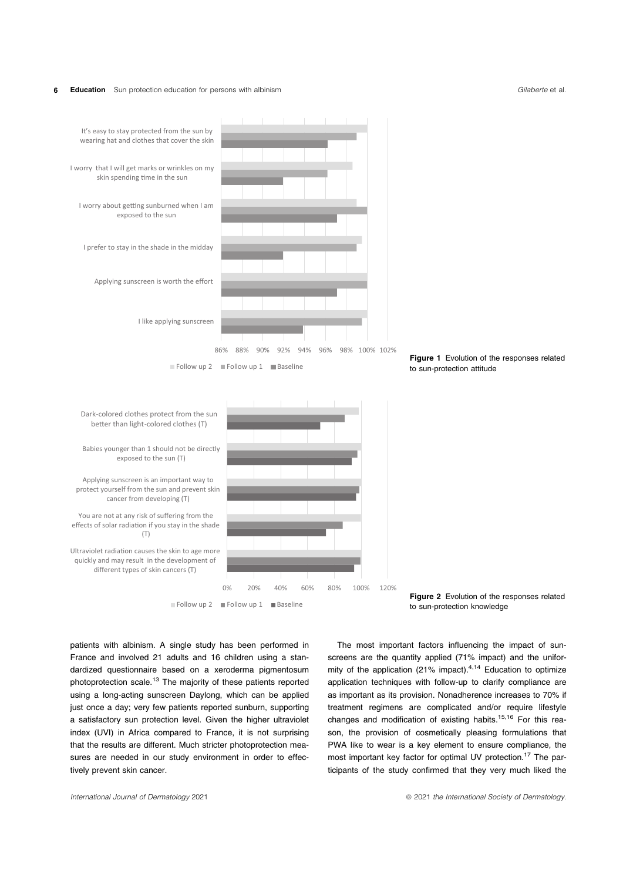Figure 1 Evolution of the responses related to sun-protection attitude

Figure 2 Evolution of the responses related to sun-protection knowledge

patients with albinism. A single study has been performed in France and involved 21 adults and 16 children using a standardized questionnaire based on a xeroderma pigmentosum photoprotection scale.[13] The majority of these patients reported using a long-acting sunscreen Daylong, which can be applied just once a day; very few patients reported sunburn, supporting a satisfactory sun protection level. Given the higher ultraviolet index (UVI) in Africa compared to France, it is not surprising that the results are different. Much stricter photoprotection measures are needed in our study environment in order to effectively prevent skin cancer.

The most important factors influencing the impact of sunscreens are the quantity applied (71% impact) and the uniformity of the application (21% impact).[4,14] Education to optimize application techniques with follow-up to clarify compliance are as important as its provision. Nonadherence increases to 70% if treatment regimens are complicated and/or require lifestyle changes and modification of existing habits.[15,16] For this reason, the provision of cosmetically pleasing formulations that PWA like to wear is a key element to ensure compliance, the most important key factor for optimal UV protection.[17] The participants of the study confirmed that they very much liked the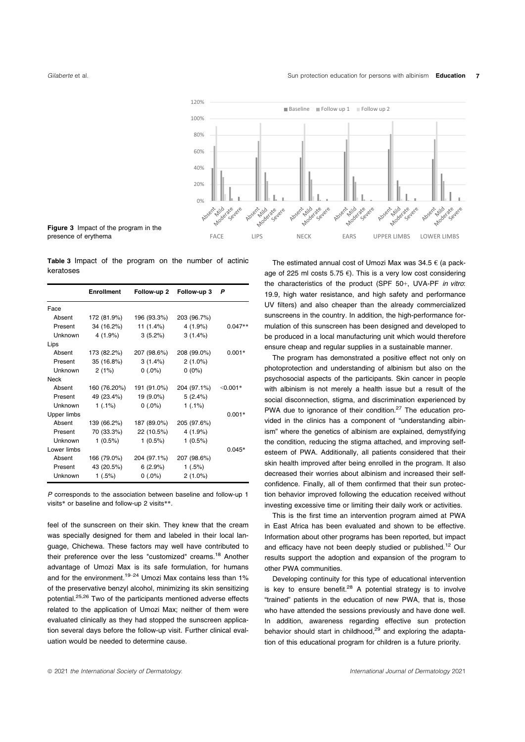Figure 3 Impact of the program in the presence of erythema

**Table 3** Impact of the program on the number of actinic keratoses

| | Enrollment | Follow-up 2 | Follow-up 3 | P |
|---|---|---|---|---|
| Face | | | | |
| Absent | 172 (81.9%) | 196 (93.3%) | 203 (96.7%) | |
| Present | 34 (16.2%) | 11 (1.4%) | 4 (1.9%) | 0.047** |
| Unknown | 4 (1.9%) | 3 (5.2%) | 3 (1.4%) | |
| Lips | | | | |
| Absent | 173 (82.2%) | 207 (98.6%) | 208 (99.0%) | 0.001* |
| Present | 35 (16.8%) | 3 (1.4%) | 2 (1.0%) | |
| Unknown | 2 (1%) | 0 (.0%) | 0 (0%) | |
| Neck | | | | |
| Absent | 160 (76.20%) | 191 (91.0%) | 204 (97.1%) | <0.001* |
| Present | 49 (23.4%) | 19 (9.0%) | 5 (2.4%) | |
| Unknown | 1 (.1%) | 0 (.0%) | 1 (.1%) | |
| Upper limbs | | | | 0.001* |
| Absent | 139 (66.2%) | 187 (89.0%) | 205 (97.6%) | |
| Present | 70 (33.3%) | 22 (10.5%) | 4 (1.9%) | |
| Unknown | 1 (0.5%) | 1 (0.5%) | 1 (0.5%) | |
| Lower limbs | | | | 0.045* |
| Absent | 166 (79.0%) | 204 (97.1%) | 207 (98.6%) | |
| Present | 43 (20.5%) | 6 (2.9%) | 1 (.5%) | |
| Unknown | 1 (.5%) | 0 (.0%) | 2 (1.0%) | |

*P* corresponds to the association between baseline and follow-up 1 visits* or baseline and follow-up 2 visits**.

feel of the sunscreen on their skin. They knew that the cream was specially designed for them and labeled in their local language, Chichewa. These factors may well have contributed to their preference over the less "customized" creams.[18] Another advantage of Umozi Max is its safe formulation, for humans and for the environment.[19–24] Umozi Max contains less than 1% of the preservative benzyl alcohol, minimizing its skin sensitizing potential.[25,26] Two of the participants mentioned adverse effects related to the application of Umozi Max; neither of them were evaluated clinically as they had stopped the sunscreen application several days before the follow-up visit. Further clinical evaluation would be needed to determine cause.

The estimated annual cost of Umozi Max was 34.5 € (a package of 225 ml costs 5.75 €). This is a very low cost considering the characteristics of the product (SPF 50+, UVA-PF *in vitro*: 19.9, high water resistance, and high safety and performance UV filters) and also cheaper than the already commercialized sunscreens in the country. In addition, the high-performance formulation of this sunscreen has been designed and developed to be produced in a local manufacturing unit which would therefore ensure cheap and regular supplies in a sustainable manner.

The program has demonstrated a positive effect not only on photoprotection and understanding of albinism but also on the psychosocial aspects of the participants. Skin cancer in people with albinism is not merely a health issue but a result of the social disconnection, stigma, and discrimination experienced by PWA due to ignorance of their condition.[27] The education provided in the clinics has a component of "understanding albinism" where the genetics of albinism are explained, demystifying the condition, reducing the stigma attached, and improving self-esteem of PWA. Additionally, all patients considered that their skin health improved after being enrolled in the program. It also decreased their worries about albinism and increased their self-confidence. Finally, all of them confirmed that their sun protection behavior improved following the education received without investing excessive time or limiting their daily work or activities.

This is the first time an intervention program aimed at PWA in East Africa has been evaluated and shown to be effective. Information about other programs has been reported, but impact and efficacy have not been deeply studied or published.[12] Our results support the adoption and expansion of the program to other PWA communities.

Developing continuity for this type of educational intervention is key to ensure benefit.[28] A potential strategy is to involve "trained" patients in the education of new PWA, that is, those who have attended the sessions previously and have done well. In addition, awareness regarding effective sun protection behavior should start in childhood,[29] and exploring the adaptation of this educational program for children is a future priority.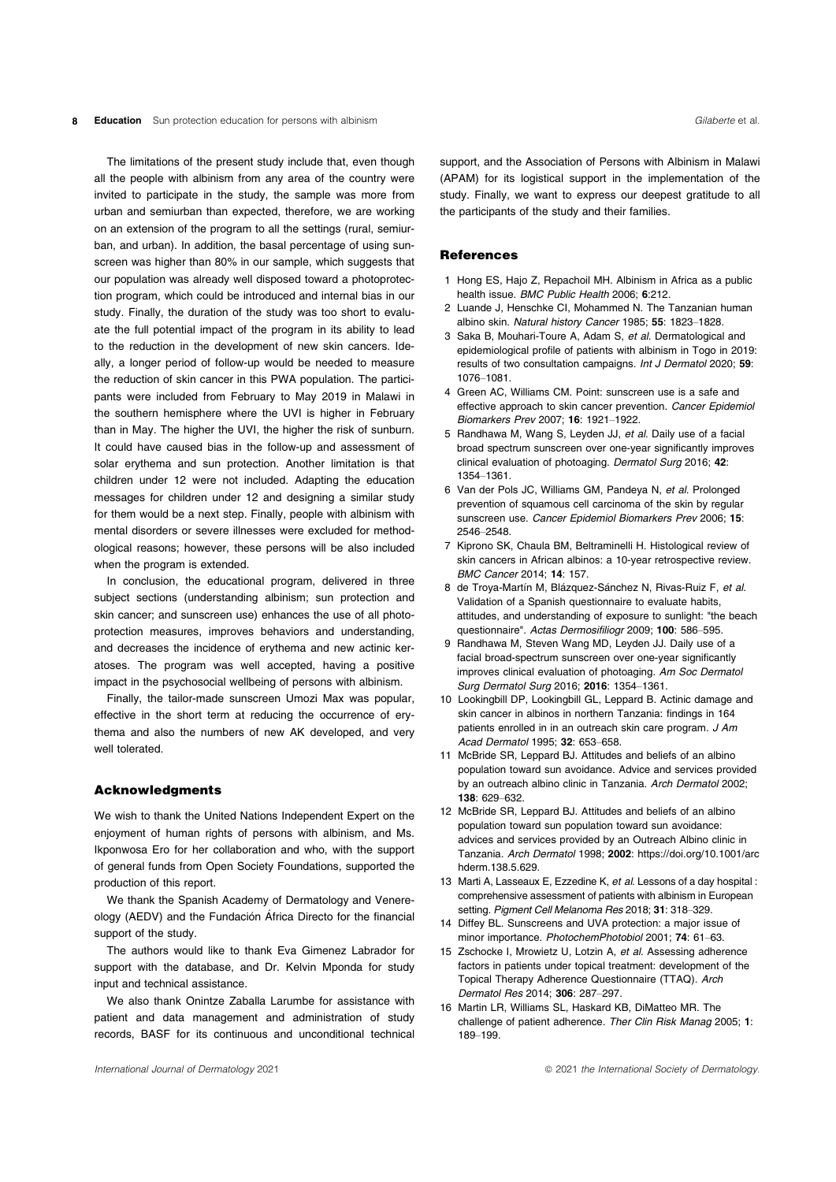The limitations of the present study include that, even though all the people with albinism from any area of the country were invited to participate in the study, the sample was more from urban and semiurban than expected, therefore, we are working on an extension of the program to all the settings (rural, semiurban, and urban). In addition, the basal percentage of using sunscreen was higher than 80% in our sample, which suggests that our population was already well disposed toward a photoprotection program, which could be introduced and internal bias in our study. Finally, the duration of the study was too short to evaluate the full potential impact of the program in its ability to lead to the reduction in the development of new skin cancers. Ideally, a longer period of follow-up would be needed to measure the reduction of skin cancer in this PWA population. The participants were included from February to May 2019 in Malawi in the southern hemisphere where the UVI is higher in February than in May. The higher the UVI, the higher the risk of sunburn. It could have caused bias in the follow-up and assessment of solar erythema and sun protection. Another limitation is that children under 12 were not included. Adapting the education messages for children under 12 and designing a similar study for them would be a next step. Finally, people with albinism with mental disorders or severe illnesses were excluded for methodological reasons; however, these persons will be also included when the program is extended.

In conclusion, the educational program, delivered in three subject sections (understanding albinism; sun protection and skin cancer; and sunscreen use) enhances the use of all photoprotection measures, improves behaviors and understanding, and decreases the incidence of erythema and new actinic keratoses. The program was well accepted, having a positive impact in the psychosocial wellbeing of persons with albinism.

Finally, the tailor-made sunscreen Umozi Max was popular, effective in the short term at reducing the occurrence of erythema and also the numbers of new AK developed, and very well tolerated.

## Acknowledgments

We wish to thank the United Nations Independent Expert on the enjoyment of human rights of persons with albinism, and Ms. Ikponwosa Ero for her collaboration and who, with the support of general funds from Open Society Foundations, supported the production of this report.

We thank the Spanish Academy of Dermatology and Venereology (AEDV) and the Fundación África Directo for the financial support of the study.

The authors would like to thank Eva Gimenez Labrador for support with the database, and Dr. Kelvin Mponda for study input and technical assistance.

We also thank Onintze Zaballa Larumbe for assistance with patient and data management and administration of study records, BASF for its continuous and unconditional technical support, and the Association of Persons with Albinism in Malawi (APAM) for its logistical support in the implementation of the study. Finally, we want to express our deepest gratitude to all the participants of the study and their families.

## References

1. Hong ES, Hajo Z, Repachoil MH. Albinism in Africa as a public health issue. *BMC Public Health* 2006; **6**:212.
2. Luande J, Henschke CI, Mohammed N. The Tanzanian human albino skin. *Natural history Cancer* 1985; **55**: 1823–1828.
3. Saka B, Mouhari-Toure A, Adam S, *et al.* Dermatological and epidemiological profile of patients with albinism in Togo in 2019: results of two consultation campaigns. *Int J Dermatol* 2020; **59**: 1076–1081.
4. Green AC, Williams CM. Point: sunscreen use is a safe and effective approach to skin cancer prevention. *Cancer Epidemiol Biomarkers Prev* 2007; **16**: 1921–1922.
5. Randhawa M, Wang S, Leyden JJ, *et al.* Daily use of a facial broad spectrum sunscreen over one-year significantly improves clinical evaluation of photoaging. *Dermatol Surg* 2016; **42**: 1354–1361.
6. Van der Pols JC, Williams GM, Pandeya N, *et al.* Prolonged prevention of squamous cell carcinoma of the skin by regular sunscreen use. *Cancer Epidemiol Biomarkers Prev* 2006; **15**: 2546–2548.
7. Kiprono SK, Chaula BM, Beltraminelli H. Histological review of skin cancers in African albinos: a 10-year retrospective review. *BMC Cancer* 2014; **14**: 157.
8. de Troya-Martín M, Blázquez-Sánchez N, Rivas-Ruiz F, *et al.* Validation of a Spanish questionnaire to evaluate habits, attitudes, and understanding of exposure to sunlight: "the beach questionnaire". *Actas Dermosifiliogr* 2009; **100**: 586–595.
9. Randhawa M, Steven Wang MD, Leyden JJ. Daily use of a facial broad-spectrum sunscreen over one-year significantly improves clinical evaluation of photoaging. *Am Soc Dermatol Surg Dermatol Surg* 2016; **2016**: 1354–1361.
10. Lookingbill DP, Lookingbill GL, Leppard B. Actinic damage and skin cancer in albinos in northern Tanzania: findings in 164 patients enrolled in in an outreach skin care program. *J Am Acad Dermatol* 1995; **32**: 653–658.
11. McBride SR, Leppard BJ. Attitudes and beliefs of an albino population toward sun avoidance. Advice and services provided by an outreach albino clinic in Tanzania. *Arch Dermatol* 2002; **138**: 629–632.
12. McBride SR, Leppard BJ. Attitudes and beliefs of an albino population toward sun population toward sun avoidance: advices and services provided by an Outreach Albino clinic in Tanzania. *Arch Dermatol* 1998; **2002**: https://doi.org/10.1001/archderm.138.5.629.
13. Marti A, Lasseaux E, Ezzedine K, *et al.* Lessons of a day hospital : comprehensive assessment of patients with albinism in European setting. *Pigment Cell Melanoma Res* 2018; **31**: 318–329.
14. Diffey BL. Sunscreens and UVA protection: a major issue of minor importance. *PhotochemPhotobiol* 2001; **74**: 61–63.
15. Zschocke I, Mrowietz U, Lotzin A, *et al.* Assessing adherence factors in patients under topical treatment: development of the Topical Therapy Adherence Questionnaire (TTAQ). *Arch Dermatol Res* 2014; **306**: 287–297.
16. Martin LR, Williams SL, Haskard KB, DiMatteo MR. The challenge of patient adherence. *Ther Clin Risk Manag* 2005; **1**: 189–199.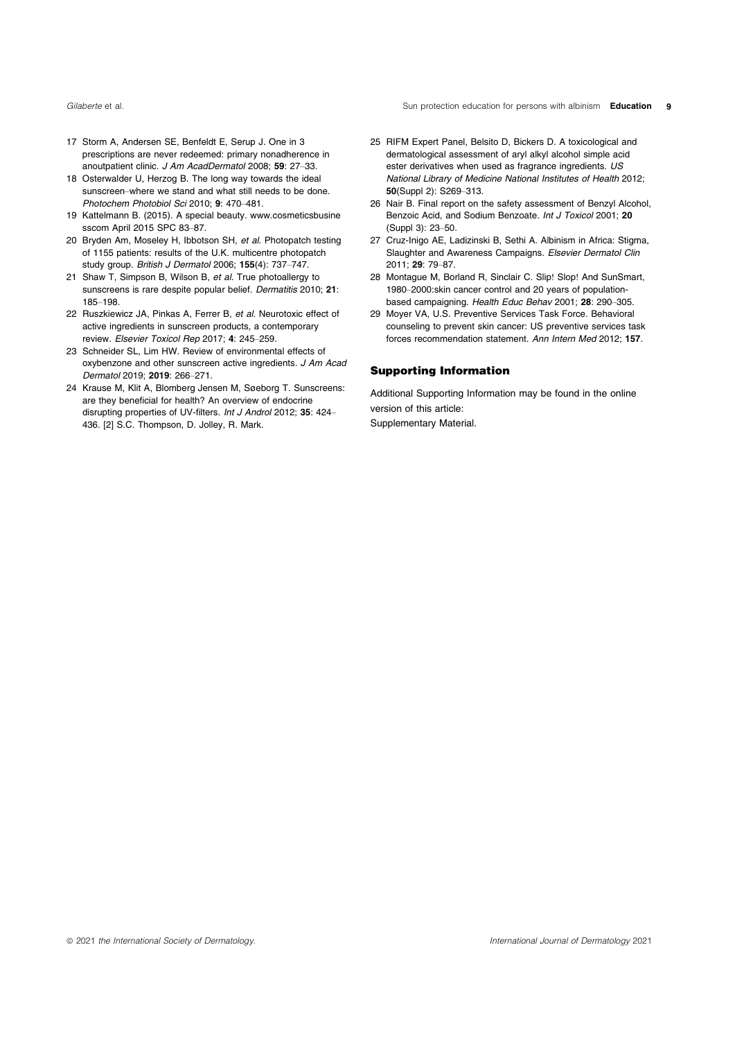17 Storm A, Andersen SE, Benfeldt E, Serup J. One in 3 prescriptions are never redeemed: primary nonadherence in anoutpatient clinic. *J Am AcadDermatol* 2008; **59**: 27–33.

18 Osterwalder U, Herzog B. The long way towards the ideal sunscreen–where we stand and what still needs to be done. *Photochem Photobiol Sci* 2010; **9**: 470–481.

19 Kattelmann B. (2015). A special beauty. www.cosmeticsbusinesscom April 2015 SPC 83–87.

20 Bryden Am, Moseley H, Ibbotson SH, *et al*. Photopatch testing of 1155 patients: results of the U.K. multicentre photopatch study group. *British J Dermatol* 2006; **155**(4): 737–747.

21 Shaw T, Simpson B, Wilson B, *et al*. True photoallergy to sunscreens is rare despite popular belief. *Dermatitis* 2010; **21**: 185–198.

22 Ruszkiewicz JA, Pinkas A, Ferrer B, *et al*. Neurotoxic effect of active ingredients in sunscreen products, a contemporary review. *Elsevier Toxicol Rep* 2017; **4**: 245–259.

23 Schneider SL, Lim HW. Review of environmental effects of oxybenzone and other sunscreen active ingredients. *J Am Acad Dermatol* 2019; **2019**: 266–271.

24 Krause M, Klit A, Blomberg Jensen M, Søeborg T. Sunscreens: are they beneficial for health? An overview of endocrine disrupting properties of UV-filters. *Int J Androl* 2012; **35**: 424–436. [2] S.C. Thompson, D. Jolley, R. Mark.

25 RIFM Expert Panel, Belsito D, Bickers D. A toxicological and dermatological assessment of aryl alkyl alcohol simple acid ester derivatives when used as fragrance ingredients. *US National Library of Medicine National Institutes of Health* 2012; **50**(Suppl 2): S269–313.

26 Nair B. Final report on the safety assessment of Benzyl Alcohol, Benzoic Acid, and Sodium Benzoate. *Int J Toxicol* 2001; **20** (Suppl 3): 23–50.

27 Cruz-Inigo AE, Ladizinski B, Sethi A. Albinism in Africa: Stigma, Slaughter and Awareness Campaigns. *Elsevier Dermatol Clin* 2011; **29**: 79–87.

28 Montague M, Borland R, Sinclair C. Slip! Slop! And SunSmart, 1980–2000:skin cancer control and 20 years of population-based campaigning. *Health Educ Behav* 2001; **28**: 290–305.

29 Moyer VA, U.S. Preventive Services Task Force. Behavioral counseling to prevent skin cancer: US preventive services task forces recommendation statement. *Ann Intern Med* 2012; **157**.

## Supporting Information

Additional Supporting Information may be found in the online version of this article:

Supplementary Material.